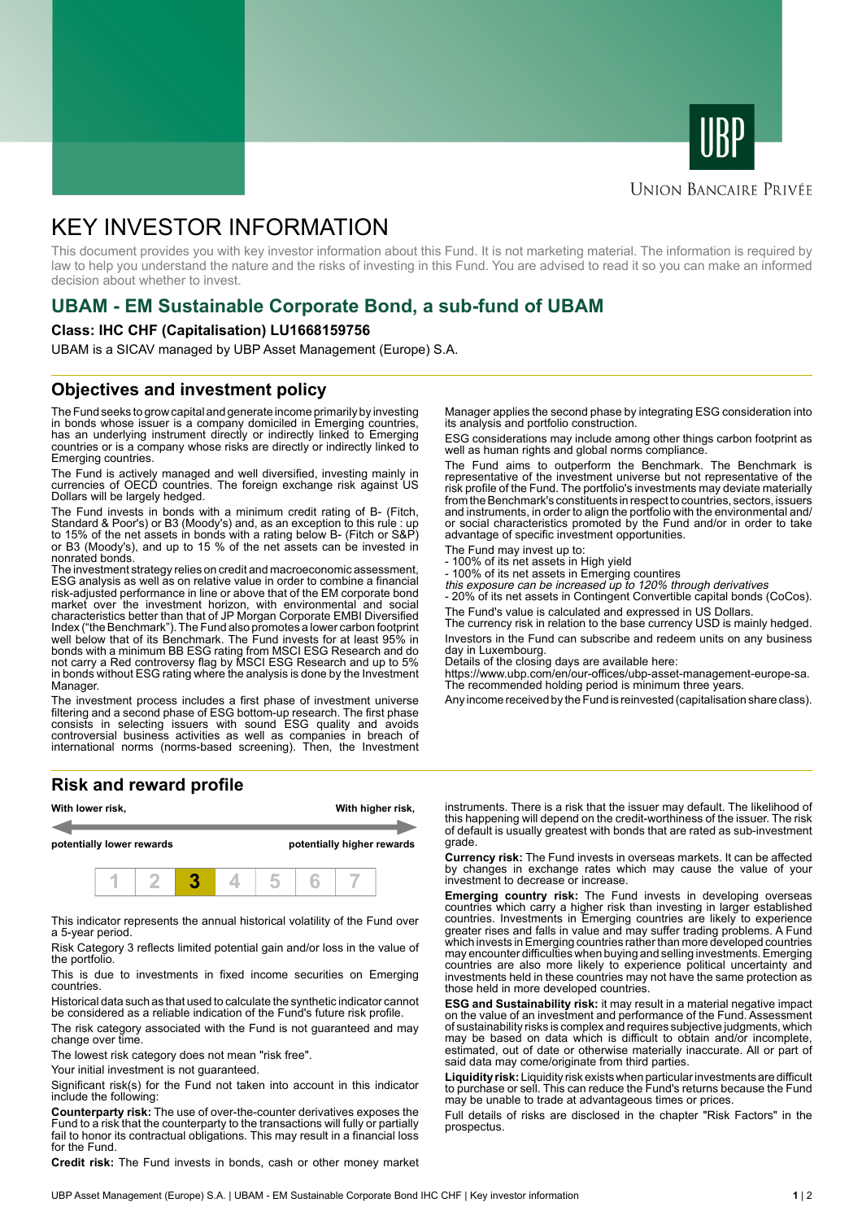UBP

Union Bancaire Privée

# KEY INVESTOR INFORMATION

This document provides you with key investor information about this Fund. It is not marketing material. The information is required by law to help you understand the nature and the risks of investing in this Fund. You are advised to read it so you can make an informed decision about whether to invest.

## UBAM - EM Sustainable Corporate Bond, a sub-fund of UBAM

**Class: IHC CHF (Capitalisation) LU1668159756**

UBAM is a SICAV managed by UBP Asset Management (Europe) S.A.

## Objectives and investment policy

The Fund seeks to grow capital and generate income primarily by investing in bonds whose issuer is a company domiciled in Emerging countries, has an underlying instrument directly or indirectly linked to Emerging countries or is a company whose risks are directly or indirectly linked to Emerging countries.

The Fund is actively managed and well diversified, investing mainly in currencies of OECD countries. The foreign exchange risk against US Dollars will be largely hedged.

The Fund invests in bonds with a minimum credit rating of B- (Fitch, Standard & Poor's) or B3 (Moody's) and, as an exception to this rule : up to 15% of the net assets in bonds with a rating below B- (Fitch or S&P) or B3 (Moody's), and up to 15 % of the net assets can be invested in nonrated bonds.

The investment strategy relies on credit and macroeconomic assessment, ESG analysis as well as on relative value in order to combine a financial risk-adjusted performance in line or above that of the EM corporate bond market over the investment horizon, with environmental and social characteristics better than that of JP Morgan Corporate EMBI Diversified Index ("the Benchmark"). The Fund also promotes a lower carbon footprint well below that of its Benchmark. The Fund invests for at least 95% in bonds with a minimum BB ESG rating from MSCI ESG Research and do not carry a Red controversy flag by MSCI ESG Research and up to 5% in bonds without ESG rating where the analysis is done by the Investment Manager.

The investment process includes a first phase of investment universe filtering and a second phase of ESG bottom-up research. The first phase consists in selecting issuers with sound ESG quality and avoids controversial business activities as well as companies in breach of international norms (norms-based screening). Then, the Investment Manager applies the second phase by integrating ESG consideration into its analysis and portfolio construction.

ESG considerations may include among other things carbon footprint as well as human rights and global norms compliance.

The Fund aims to outperform the Benchmark. The Benchmark is representative of the investment universe but not representative of the risk profile of the Fund. The portfolio's investments may deviate materially from the Benchmark's constituents in respect to countries, sectors, issuers and instruments, in order to align the portfolio with the environmental and/or social characteristics promoted by the Fund and/or in order to take advantage of specific investment opportunities.

The Fund may invest up to:
- 100% of its net assets in High yield
- 100% of its net assets in Emerging countries

*this exposure can be increased up to 120% through derivatives*
- 20% of its net assets in Contingent Convertible capital bonds (CoCos).

The Fund's value is calculated and expressed in US Dollars.
The currency risk in relation to the base currency USD is mainly hedged.

Investors in the Fund can subscribe and redeem units on any business day in Luxembourg.
Details of the closing days are available here:
https://www.ubp.com/en/our-offices/ubp-asset-management-europe-sa.
The recommended holding period is minimum three years.

Any income received by the Fund is reinvested (capitalisation share class).

## Risk and reward profile

| With lower risk, | | | | | | With higher risk, |
|---|---|---|---|---|---|---|
| potentially lower rewards | | | | | | potentially higher rewards |
| 1 | 2 | **3** | 4 | 5 | 6 | 7 |

This indicator represents the annual historical volatility of the Fund over a 5-year period.

Risk Category 3 reflects limited potential gain and/or loss in the value of the portfolio.

This is due to investments in fixed income securities on Emerging countries.

Historical data such as that used to calculate the synthetic indicator cannot be considered as a reliable indication of the Fund's future risk profile.

The risk category associated with the Fund is not guaranteed and may change over time.

The lowest risk category does not mean "risk free".

Your initial investment is not guaranteed.

Significant risk(s) for the Fund not taken into account in this indicator include the following:

**Counterparty risk:** The use of over-the-counter derivatives exposes the Fund to a risk that the counterparty to the transactions will fully or partially fail to honor its contractual obligations. This may result in a financial loss for the Fund.

**Credit risk:** The Fund invests in bonds, cash or other money market instruments. There is a risk that the issuer may default. The likelihood of this happening will depend on the credit-worthiness of the issuer. The risk of default is usually greatest with bonds that are rated as sub-investment grade.

**Currency risk:** The Fund invests in overseas markets. It can be affected by changes in exchange rates which may cause the value of your investment to decrease or increase.

**Emerging country risk:** The Fund invests in developing overseas countries which carry a higher risk than investing in larger established countries. Investments in Emerging countries are likely to experience greater rises and falls in value and may suffer trading problems. A Fund which invests in Emerging countries rather than more developed countries may encounter difficulties when buying and selling investments. Emerging countries are also more likely to experience political uncertainty and investments held in these countries may not have the same protection as those held in more developed countries.

**ESG and Sustainability risk:** it may result in a material negative impact on the value of an investment and performance of the Fund. Assessment of sustainability risks is complex and requires subjective judgments, which may be based on data which is difficult to obtain and/or incomplete, estimated, out of date or otherwise materially inaccurate. All or part of said data may come/originate from third parties.

**Liquidity risk:** Liquidity risk exists when particular investments are difficult to purchase or sell. This can reduce the Fund's returns because the Fund may be unable to trade at advantageous times or prices.

Full details of risks are disclosed in the chapter "Risk Factors" in the prospectus.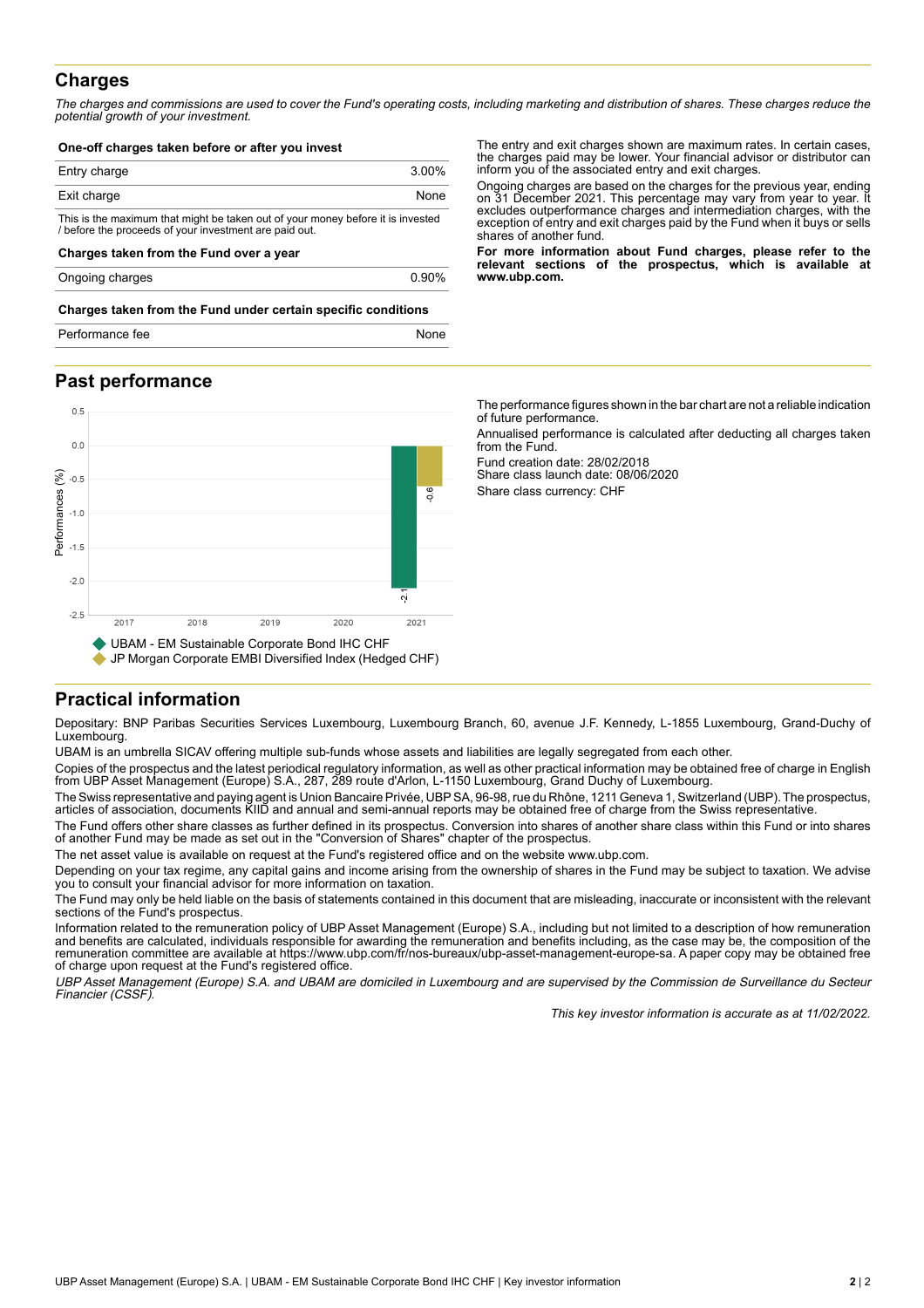## Charges

*The charges and commissions are used to cover the Fund's operating costs, including marketing and distribution of shares. These charges reduce the potential growth of your investment.*

| One-off charges taken before or after you invest | |
|---|---|
| Entry charge | 3.00% |
| Exit charge | None |

This is the maximum that might be taken out of your money before it is invested / before the proceeds of your investment are paid out.

| Charges taken from the Fund over a year | |
|---|---|
| Ongoing charges | 0.90% |

| Charges taken from the Fund under certain specific conditions | |
|---|---|
| Performance fee | None |

The entry and exit charges shown are maximum rates. In certain cases, the charges paid may be lower. Your financial advisor or distributor can inform you of the associated entry and exit charges.

Ongoing charges are based on the charges for the previous year, ending on 31 December 2021. This percentage may vary from year to year. It excludes outperformance charges and intermediation charges, with the exception of entry and exit charges paid by the Fund when it buys or sells shares of another fund.

**For more information about Fund charges, please refer to the relevant sections of the prospectus, which is available at www.ubp.com.**

## Past performance

Performances (%)

0.5
0.0
-0.5
-1.0
-1.5
-2.0
-2.5

2017
2018
2019
2020
2021

-2.1
-0.6

UBAM - EM Sustainable Corporate Bond IHC CHF
JP Morgan Corporate EMBI Diversified Index (Hedged CHF)

The performance figures shown in the bar chart are not a reliable indication of future performance.

Annualised performance is calculated after deducting all charges taken from the Fund.

Fund creation date: 28/02/2018
Share class launch date: 08/06/2020
Share class currency: CHF

## Practical information

Depositary: BNP Paribas Securities Services Luxembourg, Luxembourg Branch, 60, avenue J.F. Kennedy, L-1855 Luxembourg, Grand-Duchy of Luxembourg.

UBAM is an umbrella SICAV offering multiple sub-funds whose assets and liabilities are legally segregated from each other.

Copies of the prospectus and the latest periodical regulatory information, as well as other practical information may be obtained free of charge in English from UBP Asset Management (Europe) S.A., 287, 289 route d'Arlon, L-1150 Luxembourg, Grand Duchy of Luxembourg.

The Swiss representative and paying agent is Union Bancaire Privée, UBP SA, 96-98, rue du Rhône, 1211 Geneva 1, Switzerland (UBP). The prospectus, articles of association, documents KIID and annual and semi-annual reports may be obtained free of charge from the Swiss representative.

The Fund offers other share classes as further defined in its prospectus. Conversion into shares of another share class within this Fund or into shares of another Fund may be made as set out in the "Conversion of Shares" chapter of the prospectus.

The net asset value is available on request at the Fund's registered office and on the website www.ubp.com.

Depending on your tax regime, any capital gains and income arising from the ownership of shares in the Fund may be subject to taxation. We advise you to consult your financial advisor for more information on taxation.

The Fund may only be held liable on the basis of statements contained in this document that are misleading, inaccurate or inconsistent with the relevant sections of the Fund's prospectus.

Information related to the remuneration policy of UBP Asset Management (Europe) S.A., including but not limited to a description of how remuneration and benefits are calculated, individuals responsible for awarding the remuneration and benefits including, as the case may be, the composition of the remuneration committee are available at https://www.ubp.com/fr/nos-bureaux/ubp-asset-management-europe-sa. A paper copy may be obtained free of charge upon request at the Fund's registered office.

*UBP Asset Management (Europe) S.A. and UBAM are domiciled in Luxembourg and are supervised by the Commission de Surveillance du Secteur Financier (CSSF).*

*This key investor information is accurate as at 11/02/2022.*